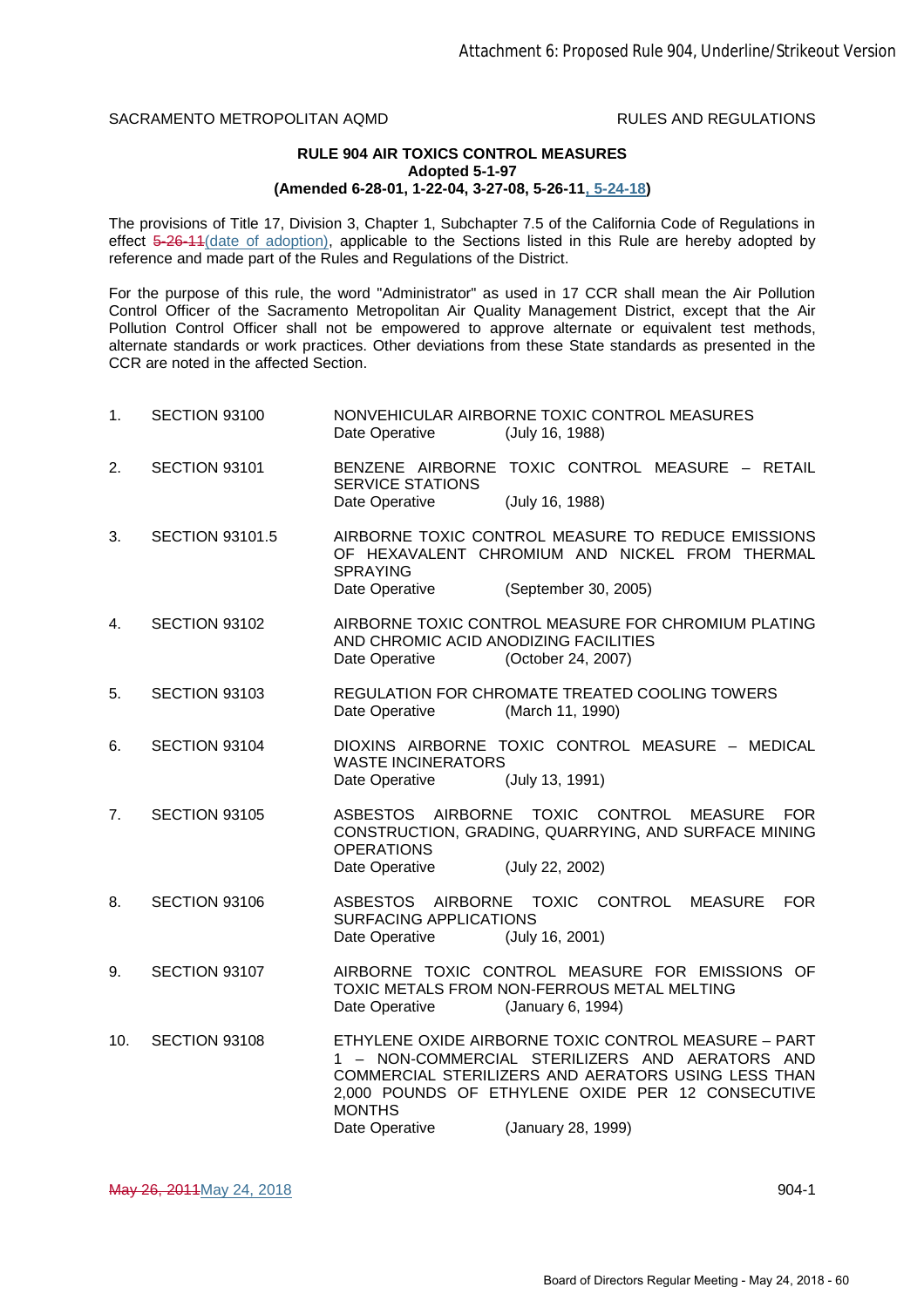Attachment 6: Proposed Rule 904, Underline/Strikeout Version

SACRAMENTO METROPOLITAN AQMD RULES AND REGULATIONS

**RULE 904 AIR TOXICS CONTROL MEASURES**
**Adopted 5-1-97**
**(Amended 6-28-01, 1-22-04, 3-27-08, 5-26-11, 5-24-18)**

The provisions of Title 17, Division 3, Chapter 1, Subchapter 7.5 of the California Code of Regulations in effect ~~5-26-11~~(date of adoption), applicable to the Sections listed in this Rule are hereby adopted by reference and made part of the Rules and Regulations of the District.

For the purpose of this rule, the word "Administrator" as used in 17 CCR shall mean the Air Pollution Control Officer of the Sacramento Metropolitan Air Quality Management District, except that the Air Pollution Control Officer shall not be empowered to approve alternate or equivalent test methods, alternate standards or work practices. Other deviations from these State standards as presented in the CCR are noted in the affected Section.

1. SECTION 93100 — NONVEHICULAR AIRBORNE TOXIC CONTROL MEASURES
   Date Operative (July 16, 1988)

2. SECTION 93101 — BENZENE AIRBORNE TOXIC CONTROL MEASURE – RETAIL SERVICE STATIONS
   Date Operative (July 16, 1988)

3. SECTION 93101.5 — AIRBORNE TOXIC CONTROL MEASURE TO REDUCE EMISSIONS OF HEXAVALENT CHROMIUM AND NICKEL FROM THERMAL SPRAYING
   Date Operative (September 30, 2005)

4. SECTION 93102 — AIRBORNE TOXIC CONTROL MEASURE FOR CHROMIUM PLATING AND CHROMIC ACID ANODIZING FACILITIES
   Date Operative (October 24, 2007)

5. SECTION 93103 — REGULATION FOR CHROMATE TREATED COOLING TOWERS
   Date Operative (March 11, 1990)

6. SECTION 93104 — DIOXINS AIRBORNE TOXIC CONTROL MEASURE – MEDICAL WASTE INCINERATORS
   Date Operative (July 13, 1991)

7. SECTION 93105 — ASBESTOS AIRBORNE TOXIC CONTROL MEASURE FOR CONSTRUCTION, GRADING, QUARRYING, AND SURFACE MINING OPERATIONS
   Date Operative (July 22, 2002)

8. SECTION 93106 — ASBESTOS AIRBORNE TOXIC CONTROL MEASURE FOR SURFACING APPLICATIONS
   Date Operative (July 16, 2001)

9. SECTION 93107 — AIRBORNE TOXIC CONTROL MEASURE FOR EMISSIONS OF TOXIC METALS FROM NON-FERROUS METAL MELTING
   Date Operative (January 6, 1994)

10. SECTION 93108 — ETHYLENE OXIDE AIRBORNE TOXIC CONTROL MEASURE – PART 1 – NON-COMMERCIAL STERILIZERS AND AERATORS AND COMMERCIAL STERILIZERS AND AERATORS USING LESS THAN 2,000 POUNDS OF ETHYLENE OXIDE PER 12 CONSECUTIVE MONTHS
    Date Operative (January 28, 1999)

~~May 26, 2011~~May 24, 2018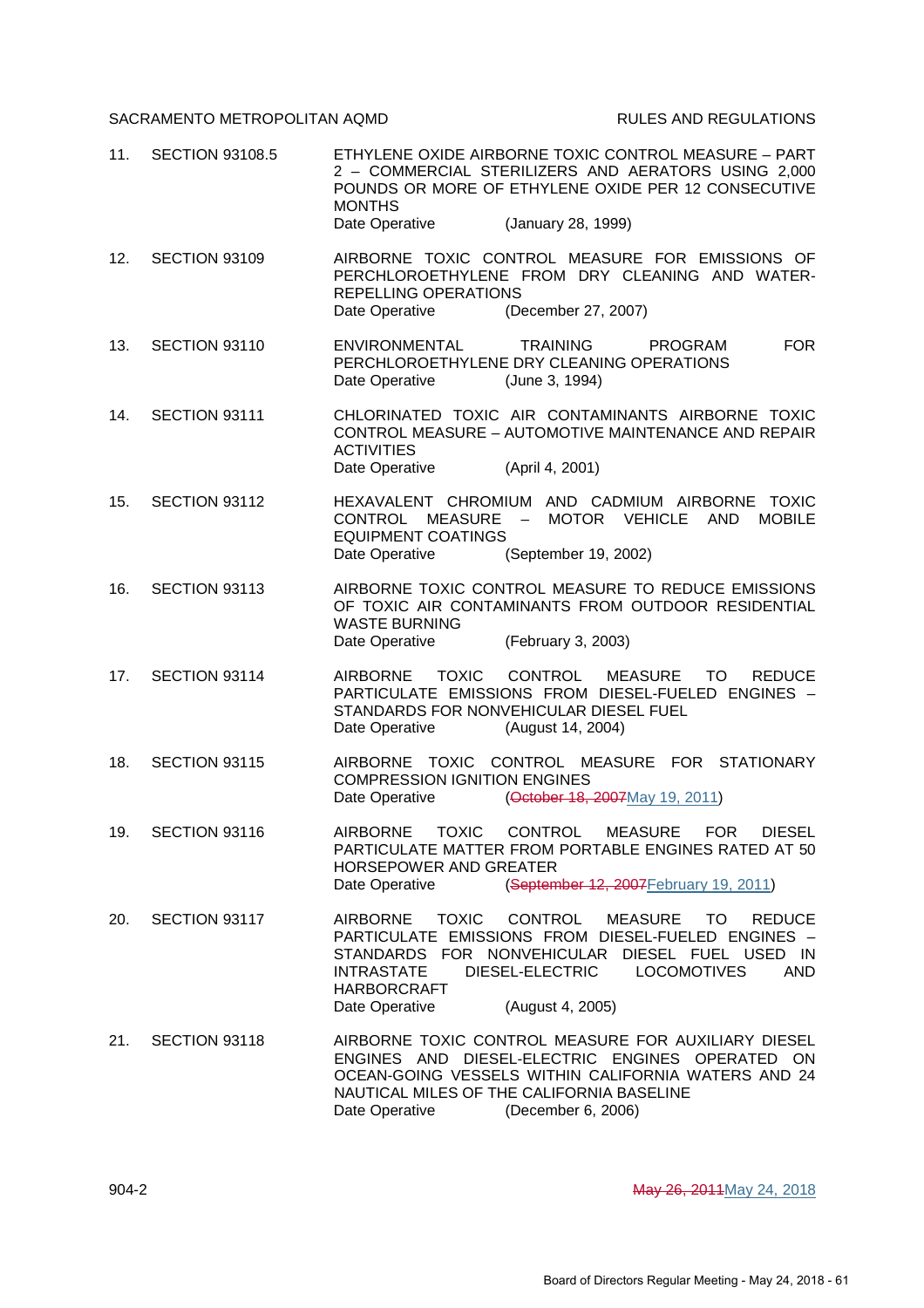11. SECTION 93108.5 — ETHYLENE OXIDE AIRBORNE TOXIC CONTROL MEASURE – PART 2 – COMMERCIAL STERILIZERS AND AERATORS USING 2,000 POUNDS OR MORE OF ETHYLENE OXIDE PER 12 CONSECUTIVE MONTHS
    Date Operative (January 28, 1999)

12. SECTION 93109 — AIRBORNE TOXIC CONTROL MEASURE FOR EMISSIONS OF PERCHLOROETHYLENE FROM DRY CLEANING AND WATER-REPELLING OPERATIONS
    Date Operative (December 27, 2007)

13. SECTION 93110 — ENVIRONMENTAL TRAINING PROGRAM FOR PERCHLOROETHYLENE DRY CLEANING OPERATIONS
    Date Operative (June 3, 1994)

14. SECTION 93111 — CHLORINATED TOXIC AIR CONTAMINANTS AIRBORNE TOXIC CONTROL MEASURE – AUTOMOTIVE MAINTENANCE AND REPAIR ACTIVITIES
    Date Operative (April 4, 2001)

15. SECTION 93112 — HEXAVALENT CHROMIUM AND CADMIUM AIRBORNE TOXIC CONTROL MEASURE – MOTOR VEHICLE AND MOBILE EQUIPMENT COATINGS
    Date Operative (September 19, 2002)

16. SECTION 93113 — AIRBORNE TOXIC CONTROL MEASURE TO REDUCE EMISSIONS OF TOXIC AIR CONTAMINANTS FROM OUTDOOR RESIDENTIAL WASTE BURNING
    Date Operative (February 3, 2003)

17. SECTION 93114 — AIRBORNE TOXIC CONTROL MEASURE TO REDUCE PARTICULATE EMISSIONS FROM DIESEL-FUELED ENGINES – STANDARDS FOR NONVEHICULAR DIESEL FUEL
    Date Operative (August 14, 2004)

18. SECTION 93115 — AIRBORNE TOXIC CONTROL MEASURE FOR STATIONARY COMPRESSION IGNITION ENGINES
    Date Operative (~~October 18, 2007~~May 19, 2011)

19. SECTION 93116 — AIRBORNE TOXIC CONTROL MEASURE FOR DIESEL PARTICULATE MATTER FROM PORTABLE ENGINES RATED AT 50 HORSEPOWER AND GREATER
    Date Operative (~~September 12, 2007~~February 19, 2011)

20. SECTION 93117 — AIRBORNE TOXIC CONTROL MEASURE TO REDUCE PARTICULATE EMISSIONS FROM DIESEL-FUELED ENGINES – STANDARDS FOR NONVEHICULAR DIESEL FUEL USED IN INTRASTATE DIESEL-ELECTRIC LOCOMOTIVES AND HARBORCRAFT
    Date Operative (August 4, 2005)

21. SECTION 93118 — AIRBORNE TOXIC CONTROL MEASURE FOR AUXILIARY DIESEL ENGINES AND DIESEL-ELECTRIC ENGINES OPERATED ON OCEAN-GOING VESSELS WITHIN CALIFORNIA WATERS AND 24 NAUTICAL MILES OF THE CALIFORNIA BASELINE
    Date Operative (December 6, 2006)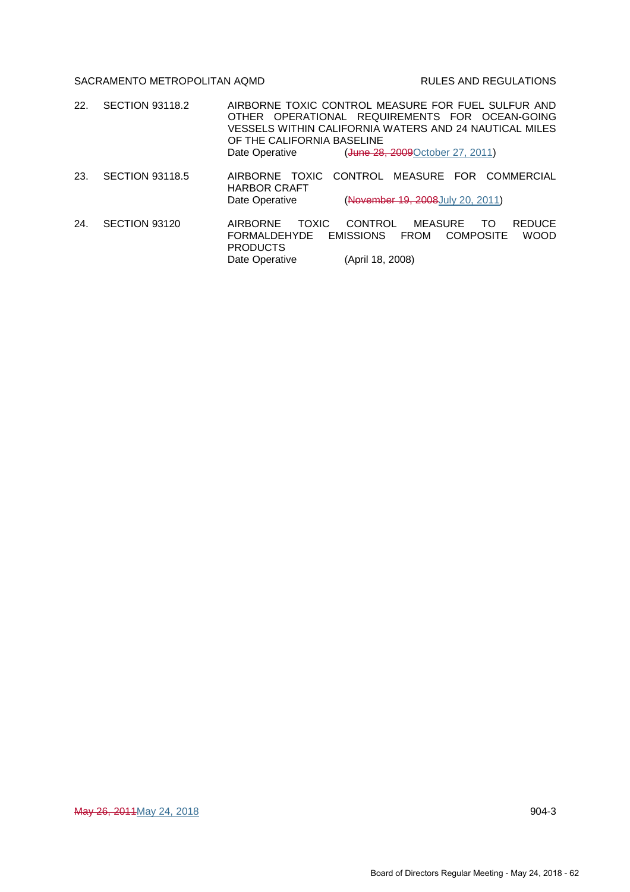22. SECTION 93118.2 — AIRBORNE TOXIC CONTROL MEASURE FOR FUEL SULFUR AND OTHER OPERATIONAL REQUIREMENTS FOR OCEAN-GOING VESSELS WITHIN CALIFORNIA WATERS AND 24 NAUTICAL MILES OF THE CALIFORNIA BASELINE
    Date Operative (~~June 28, 2009~~October 27, 2011)

23. SECTION 93118.5 — AIRBORNE TOXIC CONTROL MEASURE FOR COMMERCIAL HARBOR CRAFT
    Date Operative (~~November 19, 2008~~July 20, 2011)

24. SECTION 93120 — AIRBORNE TOXIC CONTROL MEASURE TO REDUCE FORMALDEHYDE EMISSIONS FROM COMPOSITE WOOD PRODUCTS
    Date Operative (April 18, 2008)